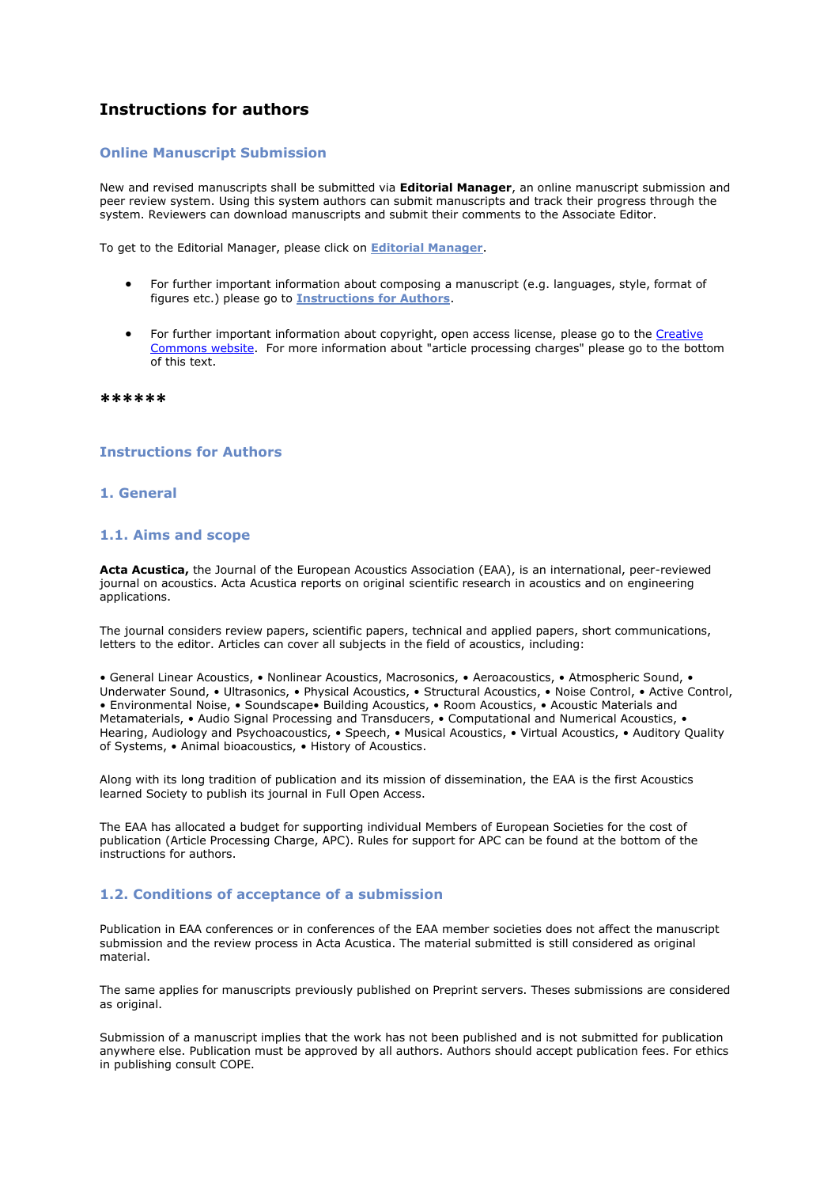# Instructions for authors

## Online Manuscript Submission

New and revised manuscripts shall be submitted via **Editorial Manager**, an online manuscript submission and peer review system. Using this system authors can submit manuscripts and track their progress through the system. Reviewers can download manuscripts and submit their comments to the Associate Editor.

To get to the Editorial Manager, please click on **Editorial Manager**.

- For further important information about composing a manuscript (e.g. languages, style, format of figures etc.) please go to **Instructions for Authors**.
- For further important information about copyright, open access license, please go to the Creative Commons website. For more information about "article processing charges" please go to the bottom of this text.

******

## Instructions for Authors

## 1. General

### 1.1. Aims and scope

**Acta Acustica,** the Journal of the European Acoustics Association (EAA), is an international, peer-reviewed journal on acoustics. Acta Acustica reports on original scientific research in acoustics and on engineering applications.

The journal considers review papers, scientific papers, technical and applied papers, short communications, letters to the editor. Articles can cover all subjects in the field of acoustics, including:

• General Linear Acoustics, • Nonlinear Acoustics, Macrosonics, • Aeroacoustics, • Atmospheric Sound, • Underwater Sound, • Ultrasonics, • Physical Acoustics, • Structural Acoustics, • Noise Control, • Active Control, • Environmental Noise, • Soundscape• Building Acoustics, • Room Acoustics, • Acoustic Materials and Metamaterials, • Audio Signal Processing and Transducers, • Computational and Numerical Acoustics, • Hearing, Audiology and Psychoacoustics, • Speech, • Musical Acoustics, • Virtual Acoustics, • Auditory Quality of Systems, • Animal bioacoustics, • History of Acoustics.

Along with its long tradition of publication and its mission of dissemination, the EAA is the first Acoustics learned Society to publish its journal in Full Open Access.

The EAA has allocated a budget for supporting individual Members of European Societies for the cost of publication (Article Processing Charge, APC). Rules for support for APC can be found at the bottom of the instructions for authors.

### 1.2. Conditions of acceptance of a submission

Publication in EAA conferences or in conferences of the EAA member societies does not affect the manuscript submission and the review process in Acta Acustica. The material submitted is still considered as original material.

The same applies for manuscripts previously published on Preprint servers. Theses submissions are considered as original.

Submission of a manuscript implies that the work has not been published and is not submitted for publication anywhere else. Publication must be approved by all authors. Authors should accept publication fees. For ethics in publishing consult COPE.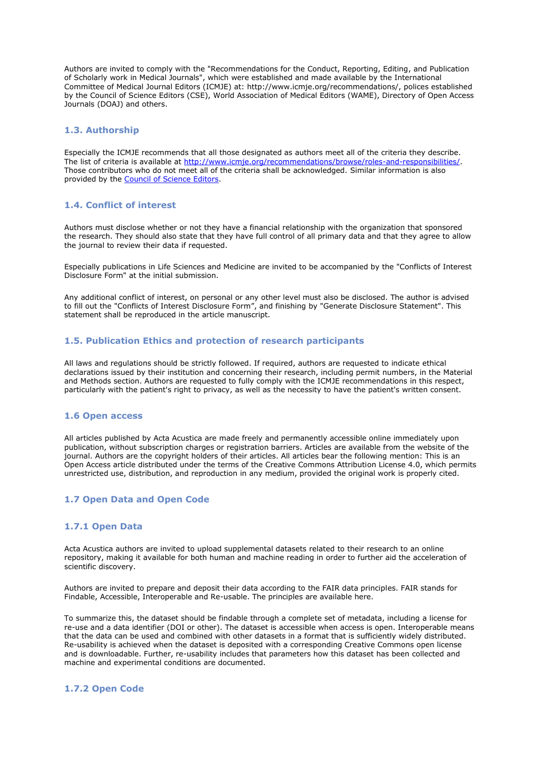Authors are invited to comply with the "Recommendations for the Conduct, Reporting, Editing, and Publication of Scholarly work in Medical Journals", which were established and made available by the International Committee of Medical Journal Editors (ICMJE) at: http://www.icmje.org/recommendations/, polices established by the Council of Science Editors (CSE), World Association of Medical Editors (WAME), Directory of Open Access Journals (DOAJ) and others.

### 1.3. Authorship

Especially the ICMJE recommends that all those designated as authors meet all of the criteria they describe. The list of criteria is available at [http://www.icmje.org/recommendations/browse/roles-and-responsibilities/](http://www.icmje.org/recommendations/browse/roles-and-responsibilities/). Those contributors who do not meet all of the criteria shall be acknowledged. Similar information is also provided by the [Council of Science Editors](#).

### 1.4. Conflict of interest

Authors must disclose whether or not they have a financial relationship with the organization that sponsored the research. They should also state that they have full control of all primary data and that they agree to allow the journal to review their data if requested.

Especially publications in Life Sciences and Medicine are invited to be accompanied by the "Conflicts of Interest Disclosure Form" at the initial submission.

Any additional conflict of interest, on personal or any other level must also be disclosed. The author is advised to fill out the "Conflicts of Interest Disclosure Form", and finishing by "Generate Disclosure Statement". This statement shall be reproduced in the article manuscript.

### 1.5. Publication Ethics and protection of research participants

All laws and regulations should be strictly followed. If required, authors are requested to indicate ethical declarations issued by their institution and concerning their research, including permit numbers, in the Material and Methods section. Authors are requested to fully comply with the ICMJE recommendations in this respect, particularly with the patient's right to privacy, as well as the necessity to have the patient's written consent.

### 1.6 Open access

All articles published by Acta Acustica are made freely and permanently accessible online immediately upon publication, without subscription charges or registration barriers. Articles are available from the website of the journal. Authors are the copyright holders of their articles. All articles bear the following mention: This is an Open Access article distributed under the terms of the Creative Commons Attribution License 4.0, which permits unrestricted use, distribution, and reproduction in any medium, provided the original work is properly cited.

### 1.7 Open Data and Open Code

#### 1.7.1 Open Data

Acta Acustica authors are invited to upload supplemental datasets related to their research to an online repository, making it available for both human and machine reading in order to further aid the acceleration of scientific discovery.

Authors are invited to prepare and deposit their data according to the FAIR data principles. FAIR stands for Findable, Accessible, Interoperable and Re-usable. The principles are available here.

To summarize this, the dataset should be findable through a complete set of metadata, including a license for re-use and a data identifier (DOI or other). The dataset is accessible when access is open. Interoperable means that the data can be used and combined with other datasets in a format that is sufficiently widely distributed. Re-usability is achieved when the dataset is deposited with a corresponding Creative Commons open license and is downloadable. Further, re-usability includes that parameters how this dataset has been collected and machine and experimental conditions are documented.

#### 1.7.2 Open Code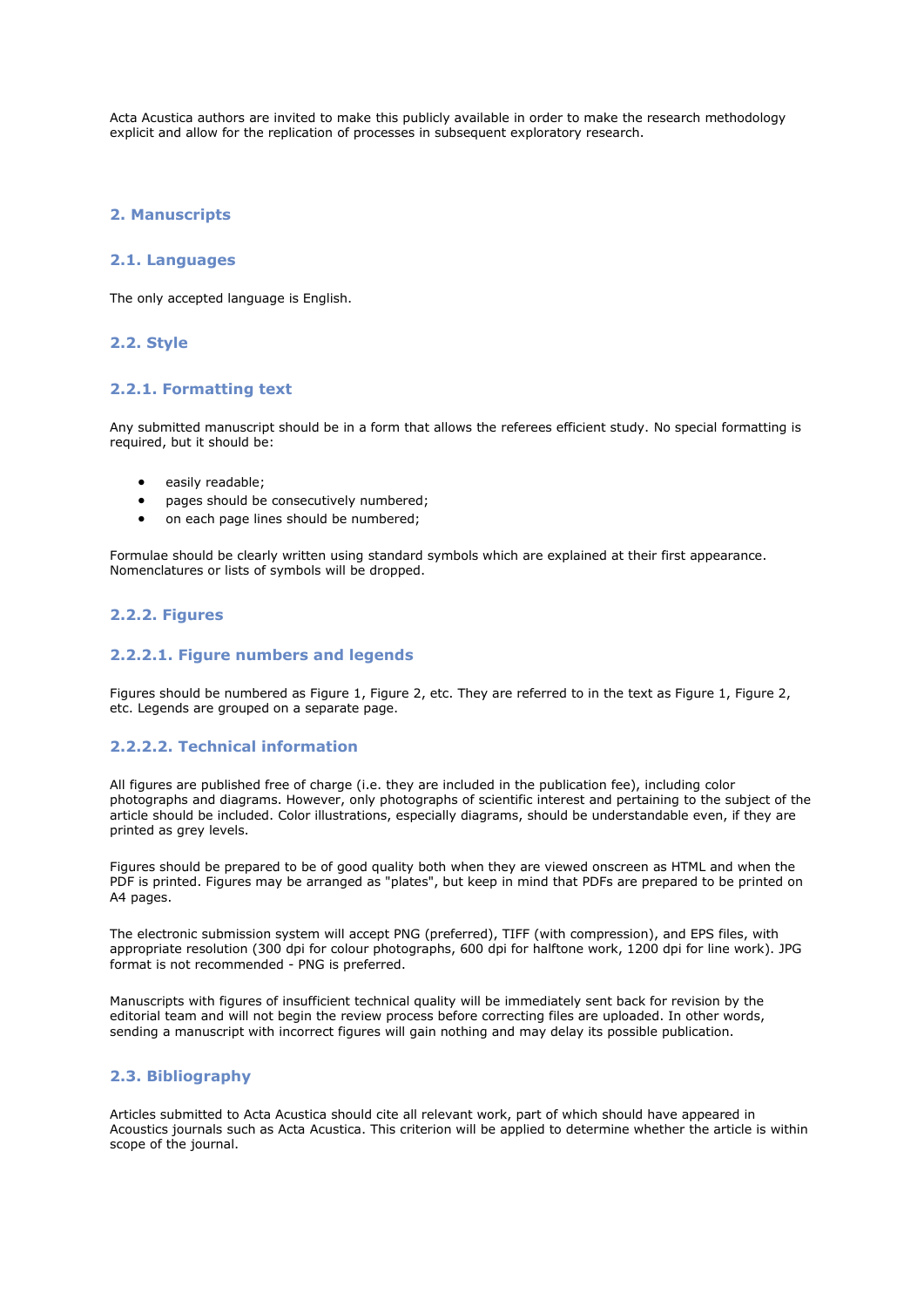Acta Acustica authors are invited to make this publicly available in order to make the research methodology explicit and allow for the replication of processes in subsequent exploratory research.

## 2. Manuscripts

### 2.1. Languages

The only accepted language is English.

### 2.2. Style

#### 2.2.1. Formatting text

Any submitted manuscript should be in a form that allows the referees efficient study. No special formatting is required, but it should be:

- easily readable;
- pages should be consecutively numbered;
- on each page lines should be numbered;

Formulae should be clearly written using standard symbols which are explained at their first appearance. Nomenclatures or lists of symbols will be dropped.

#### 2.2.2. Figures

##### 2.2.2.1. Figure numbers and legends

Figures should be numbered as Figure 1, Figure 2, etc. They are referred to in the text as Figure 1, Figure 2, etc. Legends are grouped on a separate page.

##### 2.2.2.2. Technical information

All figures are published free of charge (i.e. they are included in the publication fee), including color photographs and diagrams. However, only photographs of scientific interest and pertaining to the subject of the article should be included. Color illustrations, especially diagrams, should be understandable even, if they are printed as grey levels.

Figures should be prepared to be of good quality both when they are viewed onscreen as HTML and when the PDF is printed. Figures may be arranged as "plates", but keep in mind that PDFs are prepared to be printed on A4 pages.

The electronic submission system will accept PNG (preferred), TIFF (with compression), and EPS files, with appropriate resolution (300 dpi for colour photographs, 600 dpi for halftone work, 1200 dpi for line work). JPG format is not recommended - PNG is preferred.

Manuscripts with figures of insufficient technical quality will be immediately sent back for revision by the editorial team and will not begin the review process before correcting files are uploaded. In other words, sending a manuscript with incorrect figures will gain nothing and may delay its possible publication.

### 2.3. Bibliography

Articles submitted to Acta Acustica should cite all relevant work, part of which should have appeared in Acoustics journals such as Acta Acustica. This criterion will be applied to determine whether the article is within scope of the journal.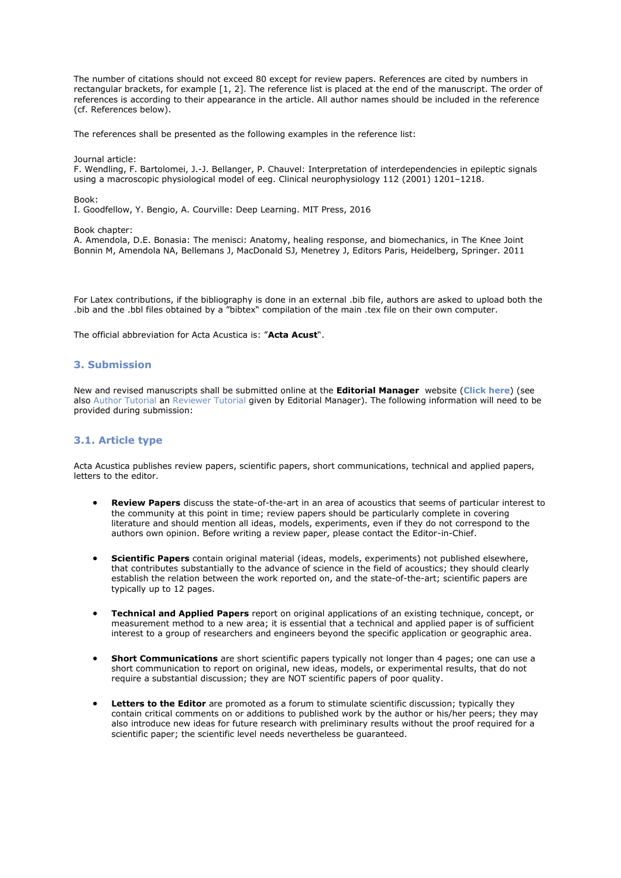The number of citations should not exceed 80 except for review papers. References are cited by numbers in rectangular brackets, for example [1, 2]. The reference list is placed at the end of the manuscript. The order of references is according to their appearance in the article. All author names should be included in the reference (cf. References below).

The references shall be presented as the following examples in the reference list:

Journal article:
F. Wendling, F. Bartolomei, J.-J. Bellanger, P. Chauvel: Interpretation of interdependencies in epileptic signals using a macroscopic physiological model of eeg. Clinical neurophysiology 112 (2001) 1201–1218.

Book:
I. Goodfellow, Y. Bengio, A. Courville: Deep Learning. MIT Press, 2016

Book chapter:
A. Amendola, D.E. Bonasia: The menisci: Anatomy, healing response, and biomechanics, in The Knee Joint Bonnin M, Amendola NA, Bellemans J, MacDonald SJ, Menetrey J, Editors Paris, Heidelberg, Springer. 2011

For Latex contributions, if the bibliography is done in an external .bib file, authors are asked to upload both the .bib and the .bbl files obtained by a "bibtex" compilation of the main .tex file on their own computer.

The official abbreviation for Acta Acustica is: "**Acta Acust**".

## 3. Submission

New and revised manuscripts shall be submitted online at the **Editorial Manager** website (**Click here**) (see also Author Tutorial an Reviewer Tutorial given by Editorial Manager). The following information will need to be provided during submission:

### 3.1. Article type

Acta Acustica publishes review papers, scientific papers, short communications, technical and applied papers, letters to the editor.

- **Review Papers** discuss the state-of-the-art in an area of acoustics that seems of particular interest to the community at this point in time; review papers should be particularly complete in covering literature and should mention all ideas, models, experiments, even if they do not correspond to the authors own opinion. Before writing a review paper, please contact the Editor-in-Chief.
- **Scientific Papers** contain original material (ideas, models, experiments) not published elsewhere, that contributes substantially to the advance of science in the field of acoustics; they should clearly establish the relation between the work reported on, and the state-of-the-art; scientific papers are typically up to 12 pages.
- **Technical and Applied Papers** report on original applications of an existing technique, concept, or measurement method to a new area; it is essential that a technical and applied paper is of sufficient interest to a group of researchers and engineers beyond the specific application or geographic area.
- **Short Communications** are short scientific papers typically not longer than 4 pages; one can use a short communication to report on original, new ideas, models, or experimental results, that do not require a substantial discussion; they are NOT scientific papers of poor quality.
- **Letters to the Editor** are promoted as a forum to stimulate scientific discussion; typically they contain critical comments on or additions to published work by the author or his/her peers; they may also introduce new ideas for future research with preliminary results without the proof required for a scientific paper; the scientific level needs nevertheless be guaranteed.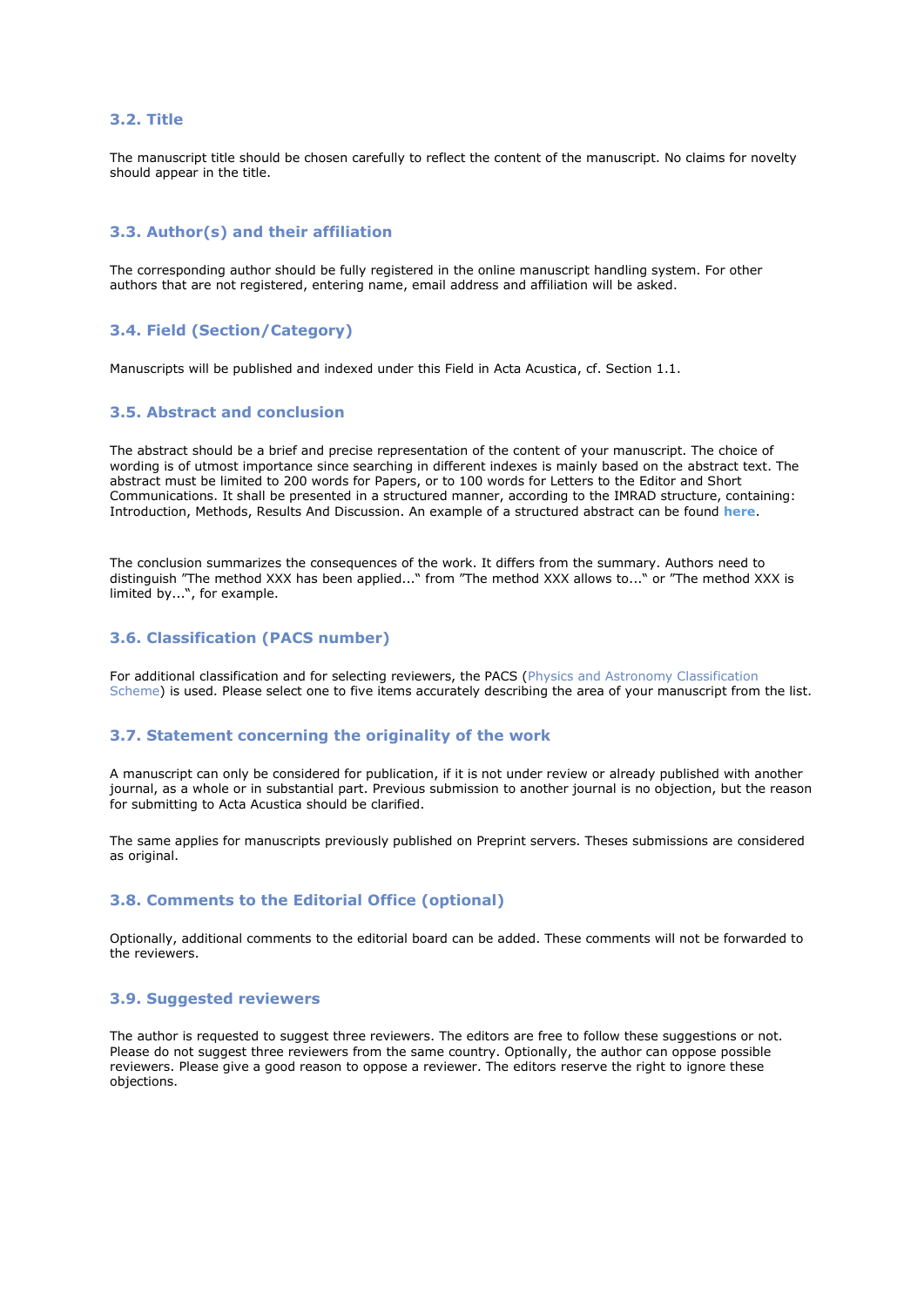### 3.2. Title

The manuscript title should be chosen carefully to reflect the content of the manuscript. No claims for novelty should appear in the title.

### 3.3. Author(s) and their affiliation

The corresponding author should be fully registered in the online manuscript handling system. For other authors that are not registered, entering name, email address and affiliation will be asked.

### 3.4. Field (Section/Category)

Manuscripts will be published and indexed under this Field in Acta Acustica, cf. Section 1.1.

### 3.5. Abstract and conclusion

The abstract should be a brief and precise representation of the content of your manuscript. The choice of wording is of utmost importance since searching in different indexes is mainly based on the abstract text. The abstract must be limited to 200 words for Papers, or to 100 words for Letters to the Editor and Short Communications. It shall be presented in a structured manner, according to the IMRAD structure, containing: Introduction, Methods, Results And Discussion. An example of a structured abstract can be found **here**.

The conclusion summarizes the consequences of the work. It differs from the summary. Authors need to distinguish "The method XXX has been applied..." from "The method XXX allows to..." or "The method XXX is limited by...", for example.

### 3.6. Classification (PACS number)

For additional classification and for selecting reviewers, the PACS (Physics and Astronomy Classification Scheme) is used. Please select one to five items accurately describing the area of your manuscript from the list.

### 3.7. Statement concerning the originality of the work

A manuscript can only be considered for publication, if it is not under review or already published with another journal, as a whole or in substantial part. Previous submission to another journal is no objection, but the reason for submitting to Acta Acustica should be clarified.

The same applies for manuscripts previously published on Preprint servers. Theses submissions are considered as original.

### 3.8. Comments to the Editorial Office (optional)

Optionally, additional comments to the editorial board can be added. These comments will not be forwarded to the reviewers.

### 3.9. Suggested reviewers

The author is requested to suggest three reviewers. The editors are free to follow these suggestions or not. Please do not suggest three reviewers from the same country. Optionally, the author can oppose possible reviewers. Please give a good reason to oppose a reviewer. The editors reserve the right to ignore these objections.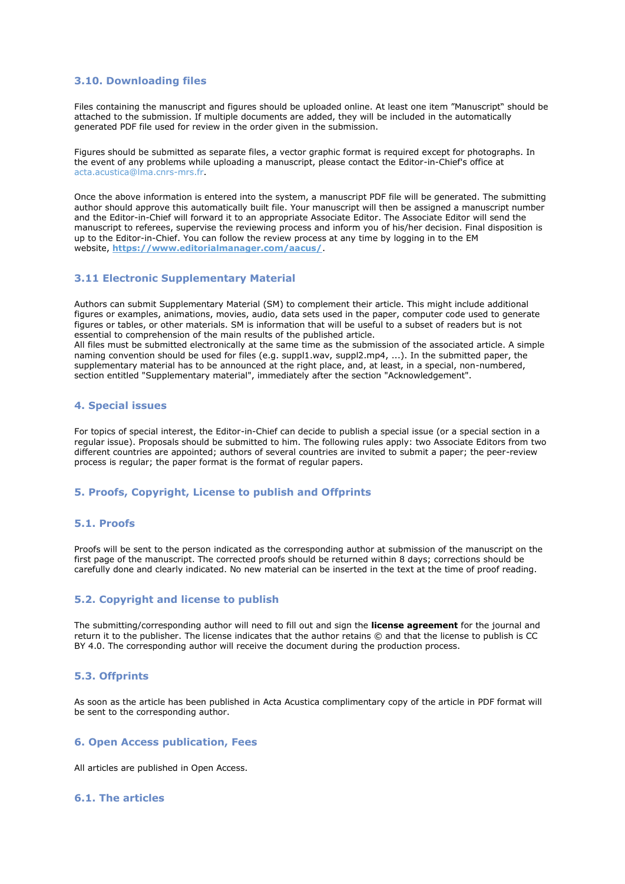### 3.10. Downloading files

Files containing the manuscript and figures should be uploaded online. At least one item ”Manuscript‟ should be attached to the submission. If multiple documents are added, they will be included in the automatically generated PDF file used for review in the order given in the submission.

Figures should be submitted as separate files, a vector graphic format is required except for photographs. In the event of any problems while uploading a manuscript, please contact the Editor-in-Chief's office at acta.acustica@lma.cnrs-mrs.fr.

Once the above information is entered into the system, a manuscript PDF file will be generated. The submitting author should approve this automatically built file. Your manuscript will then be assigned a manuscript number and the Editor-in-Chief will forward it to an appropriate Associate Editor. The Associate Editor will send the manuscript to referees, supervise the reviewing process and inform you of his/her decision. Final disposition is up to the Editor-in-Chief. You can follow the review process at any time by logging in to the EM website, **https://www.editorialmanager.com/aacus/**.

### 3.11 Electronic Supplementary Material

Authors can submit Supplementary Material (SM) to complement their article. This might include additional figures or examples, animations, movies, audio, data sets used in the paper, computer code used to generate figures or tables, or other materials. SM is information that will be useful to a subset of readers but is not essential to comprehension of the main results of the published article.
All files must be submitted electronically at the same time as the submission of the associated article. A simple naming convention should be used for files (e.g. suppl1.wav, suppl2.mp4, ...). In the submitted paper, the supplementary material has to be announced at the right place, and, at least, in a special, non-numbered, section entitled "Supplementary material", immediately after the section "Acknowledgement".

## 4. Special issues

For topics of special interest, the Editor-in-Chief can decide to publish a special issue (or a special section in a regular issue). Proposals should be submitted to him. The following rules apply: two Associate Editors from two different countries are appointed; authors of several countries are invited to submit a paper; the peer-review process is regular; the paper format is the format of regular papers.

## 5. Proofs, Copyright, License to publish and Offprints

### 5.1. Proofs

Proofs will be sent to the person indicated as the corresponding author at submission of the manuscript on the first page of the manuscript. The corrected proofs should be returned within 8 days; corrections should be carefully done and clearly indicated. No new material can be inserted in the text at the time of proof reading.

### 5.2. Copyright and license to publish

The submitting/corresponding author will need to fill out and sign the **license agreement** for the journal and return it to the publisher. The license indicates that the author retains © and that the license to publish is CC BY 4.0. The corresponding author will receive the document during the production process.

### 5.3. Offprints

As soon as the article has been published in Acta Acustica complimentary copy of the article in PDF format will be sent to the corresponding author.

## 6. Open Access publication, Fees

All articles are published in Open Access.

### 6.1. The articles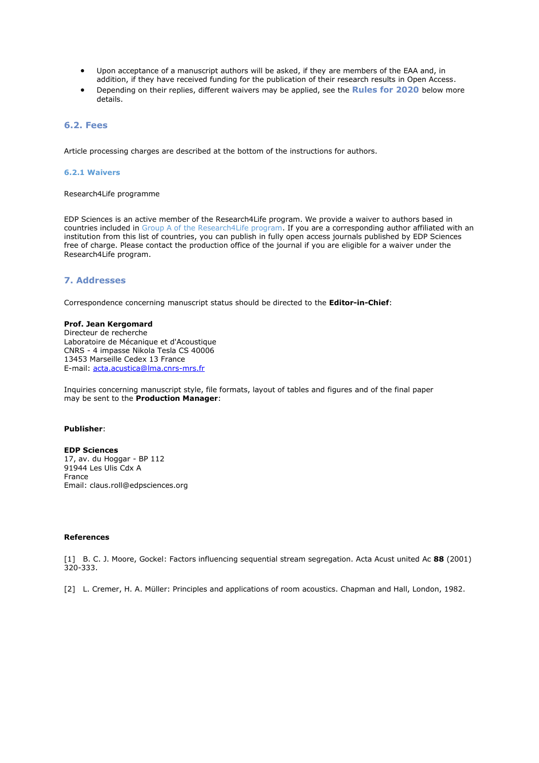- Upon acceptance of a manuscript authors will be asked, if they are members of the EAA and, in addition, if they have received funding for the publication of their research results in Open Access.
- Depending on their replies, different waivers may be applied, see the **Rules for 2020** below more details.

### 6.2. Fees

Article processing charges are described at the bottom of the instructions for authors.

#### 6.2.1 Waivers

Research4Life programme

EDP Sciences is an active member of the Research4Life program. We provide a waiver to authors based in countries included in Group A of the Research4Life program. If you are a corresponding author affiliated with an institution from this list of countries, you can publish in fully open access journals published by EDP Sciences free of charge. Please contact the production office of the journal if you are eligible for a waiver under the Research4Life program.

## 7. Addresses

Correspondence concerning manuscript status should be directed to the **Editor-in-Chief**:

**Prof. Jean Kergomard**
Directeur de recherche
Laboratoire de Mécanique et d'Acoustique
CNRS - 4 impasse Nikola Tesla CS 40006
13453 Marseille Cedex 13 France
E-mail: acta.acustica@lma.cnrs-mrs.fr

Inquiries concerning manuscript style, file formats, layout of tables and figures and of the final paper may be sent to the **Production Manager**:

**Publisher**:

**EDP Sciences**
17, av. du Hoggar - BP 112
91944 Les Ulis Cdx A
France
Email: claus.roll@edpsciences.org

**References**

[1] B. C. J. Moore, Gockel: Factors influencing sequential stream segregation. Acta Acust united Ac **88** (2001) 320-333.

[2] L. Cremer, H. A. Müller: Principles and applications of room acoustics. Chapman and Hall, London, 1982.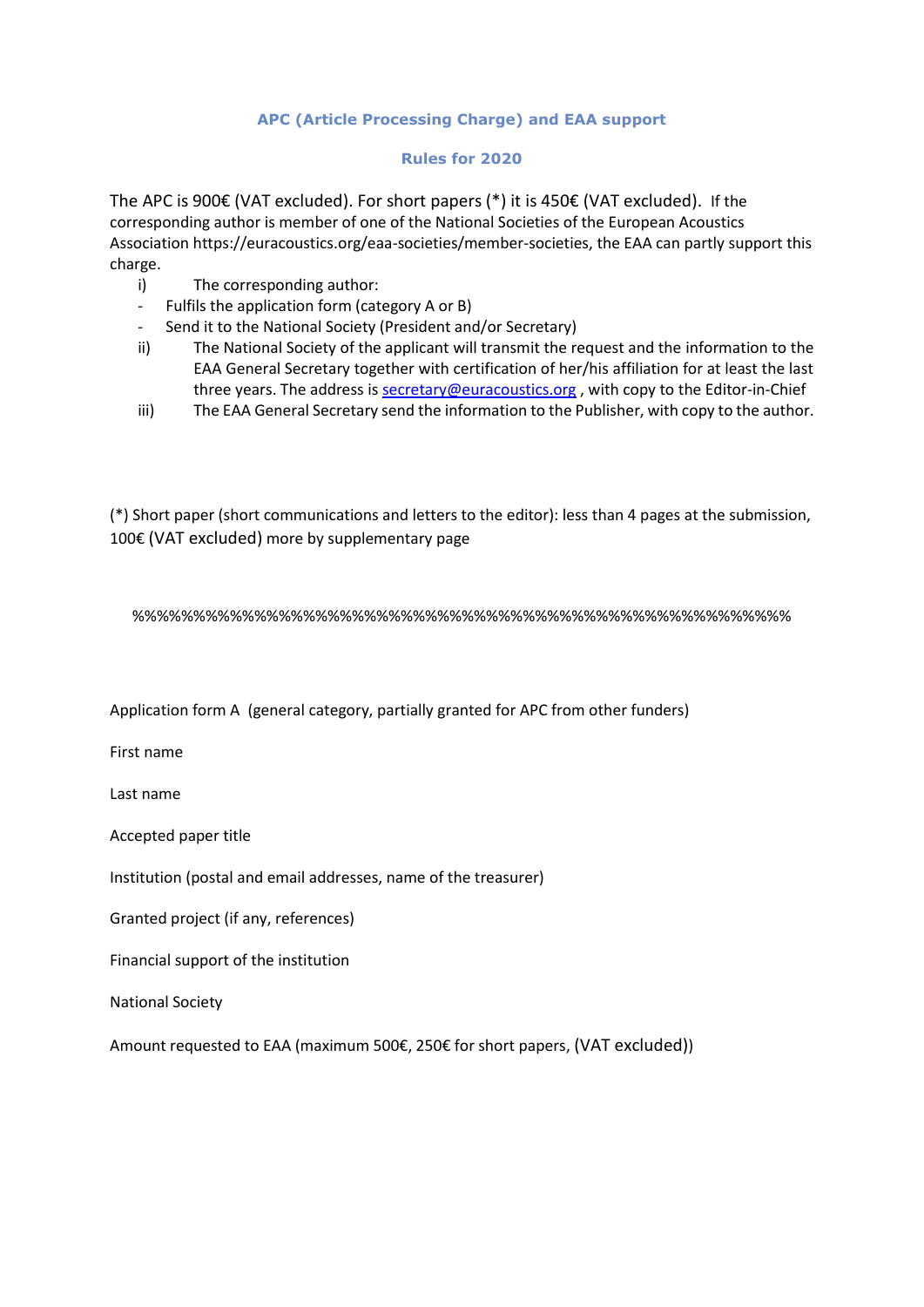## APC (Article Processing Charge) and EAA support

### Rules for 2020

The APC is 900€ (VAT excluded). For short papers (*) it is 450€ (VAT excluded). If the corresponding author is member of one of the National Societies of the European Acoustics Association https://euracoustics.org/eaa-societies/member-societies, the EAA can partly support this charge.

i) The corresponding author:

- Fulfils the application form (category A or B)
- Send it to the National Society (President and/or Secretary)

ii) The National Society of the applicant will transmit the request and the information to the EAA General Secretary together with certification of her/his affiliation for at least the last three years. The address is secretary@euracoustics.org , with copy to the Editor-in-Chief

iii) The EAA General Secretary send the information to the Publisher, with copy to the author.

(*) Short paper (short communications and letters to the editor): less than 4 pages at the submission, 100€ (VAT excluded) more by supplementary page

%%%%%%%%%%%%%%%%%%%%%%%%%%%%%%%%%%%%%%%%%%%%%%%%%%%%%%%%%%%%

Application form A (general category, partially granted for APC from other funders)

First name

Last name

Accepted paper title

Institution (postal and email addresses, name of the treasurer)

Granted project (if any, references)

Financial support of the institution

National Society

Amount requested to EAA (maximum 500€, 250€ for short papers, (VAT excluded))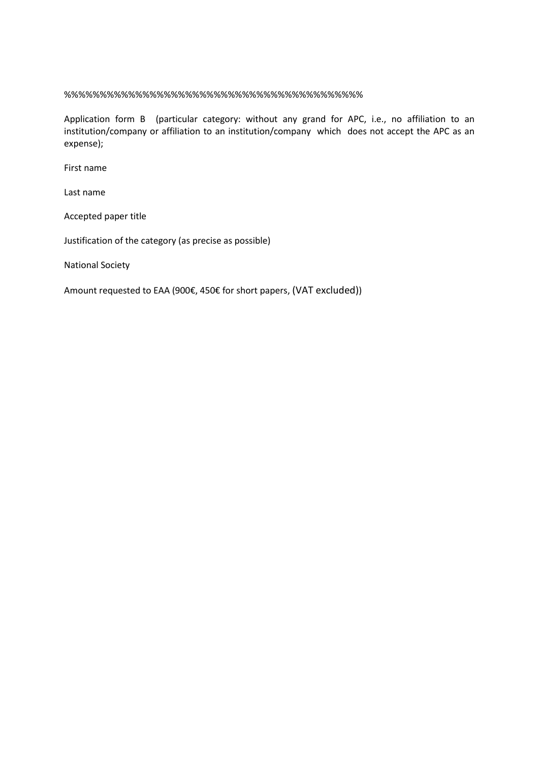%%%%%%%%%%%%%%%%%%%%%%%%%%%%%%%%%%%%%%%%%%%%%%%%%%%%%%%%%%%%%%%%%%%%%%%%

Application form B (particular category: without any grand for APC, i.e., no affiliation to an institution/company or affiliation to an institution/company which does not accept the APC as an expense);

First name

Last name

Accepted paper title

Justification of the category (as precise as possible)

National Society

Amount requested to EAA (900€, 450€ for short papers, (VAT excluded))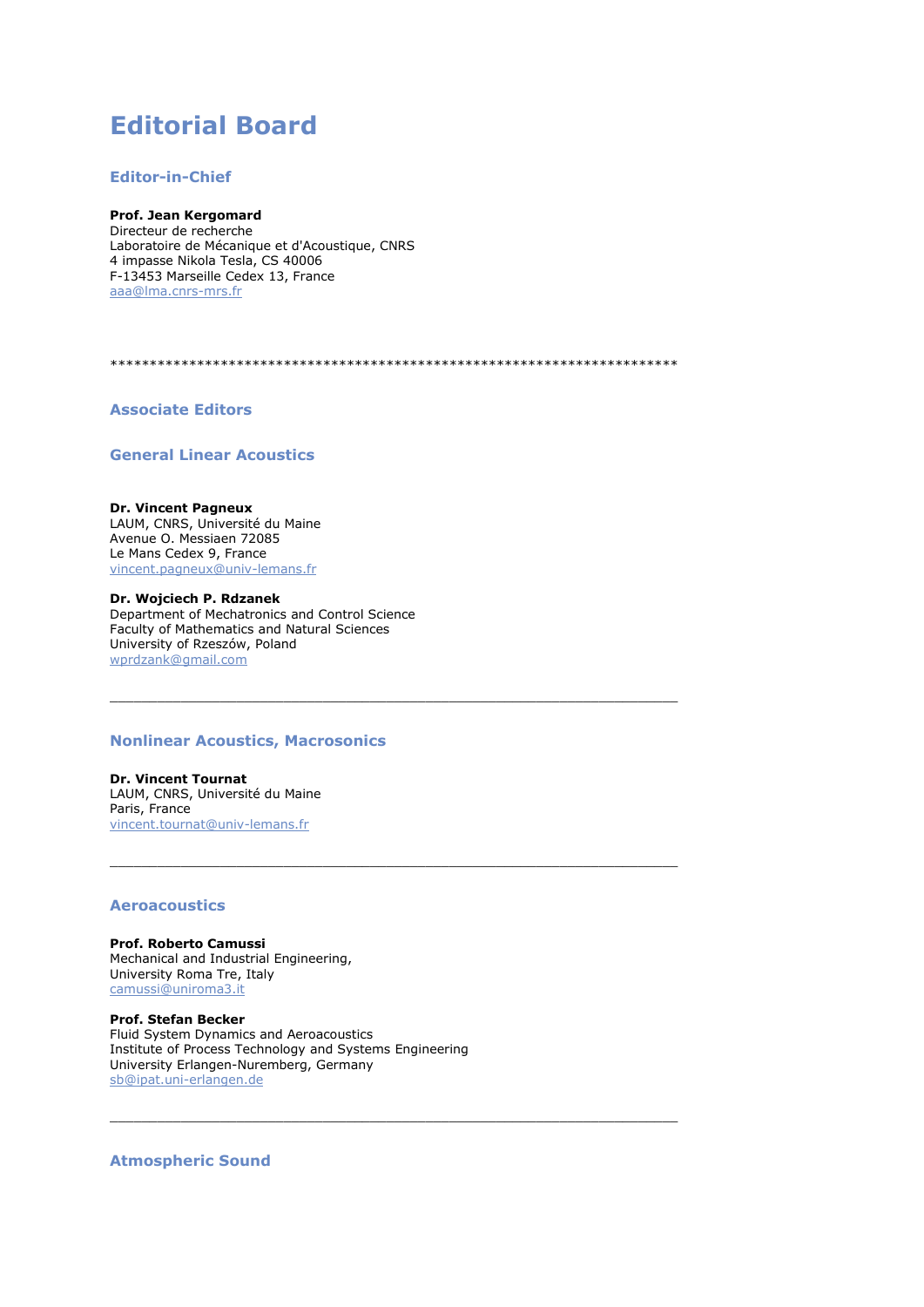# Editorial Board

## Editor-in-Chief

**Prof. Jean Kergomard**
Directeur de recherche
Laboratoire de Mécanique et d'Acoustique, CNRS
4 impasse Nikola Tesla, CS 40006
F-13453 Marseille Cedex 13, France
aaa@lma.cnrs-mrs.fr

************************************************************************

## Associate Editors

### General Linear Acoustics

**Dr. Vincent Pagneux**
LAUM, CNRS, Université du Maine
Avenue O. Messiaen 72085
Le Mans Cedex 9, France
vincent.pagneux@univ-lemans.fr

**Dr. Wojciech P. Rdzanek**
Department of Mechatronics and Control Science
Faculty of Mathematics and Natural Sciences
University of Rzeszów, Poland
wprdzank@gmail.com

---

### Nonlinear Acoustics, Macrosonics

**Dr. Vincent Tournat**
LAUM, CNRS, Université du Maine
Paris, France
vincent.tournat@univ-lemans.fr

---

### Aeroacoustics

**Prof. Roberto Camussi**
Mechanical and Industrial Engineering,
University Roma Tre, Italy
camussi@uniroma3.it

**Prof. Stefan Becker**
Fluid System Dynamics and Aeroacoustics
Institute of Process Technology and Systems Engineering
University Erlangen-Nuremberg, Germany
sb@ipat.uni-erlangen.de

---

### Atmospheric Sound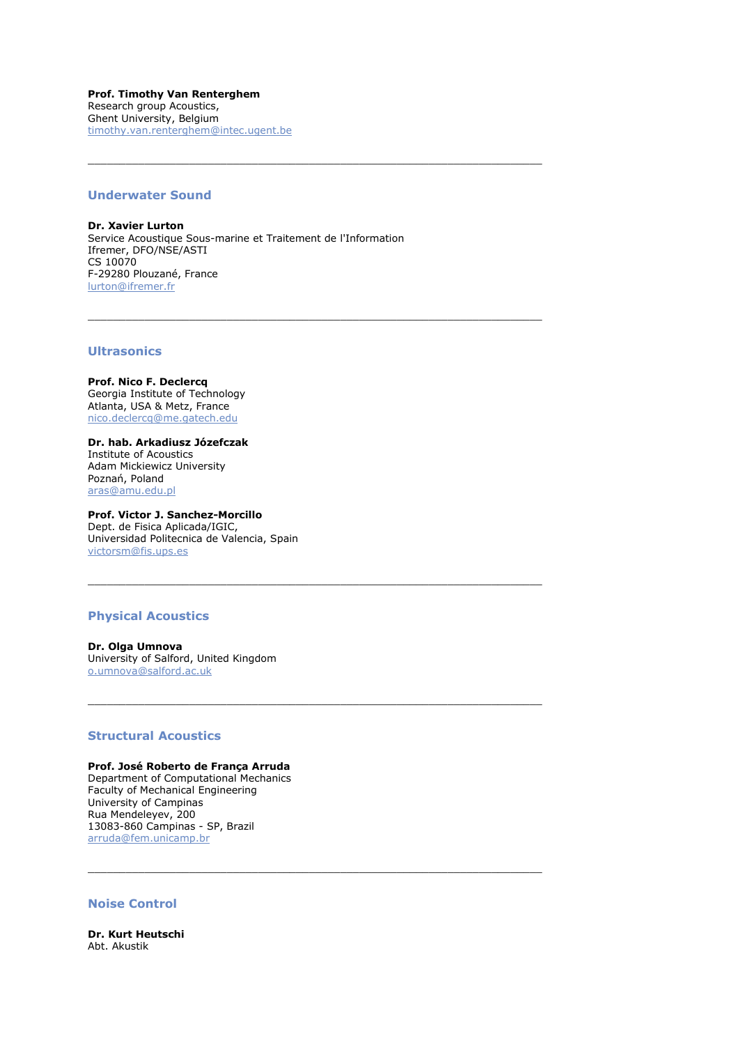**Prof. Timothy Van Renterghem**
Research group Acoustics,
Ghent University, Belgium
timothy.van.renterghem@intec.ugent.be

---

## Underwater Sound

**Dr. Xavier Lurton**
Service Acoustique Sous-marine et Traitement de l'Information
Ifremer, DFO/NSE/ASTI
CS 10070
F-29280 Plouzané, France
lurton@ifremer.fr

---

## Ultrasonics

**Prof. Nico F. Declercq**
Georgia Institute of Technology
Atlanta, USA & Metz, France
nico.declercq@me.gatech.edu

**Dr. hab. Arkadiusz Józefczak**
Institute of Acoustics
Adam Mickiewicz University
Poznań, Poland
aras@amu.edu.pl

**Prof. Victor J. Sanchez-Morcillo**
Dept. de Fisica Aplicada/IGIC,
Universidad Politecnica de Valencia, Spain
victorsm@fis.ups.es

---

## Physical Acoustics

**Dr. Olga Umnova**
University of Salford, United Kingdom
o.umnova@salford.ac.uk

---

## Structural Acoustics

**Prof. José Roberto de França Arruda**
Department of Computational Mechanics
Faculty of Mechanical Engineering
University of Campinas
Rua Mendeleyev, 200
13083-860 Campinas - SP, Brazil
arruda@fem.unicamp.br

---

## Noise Control

**Dr. Kurt Heutschi**
Abt. Akustik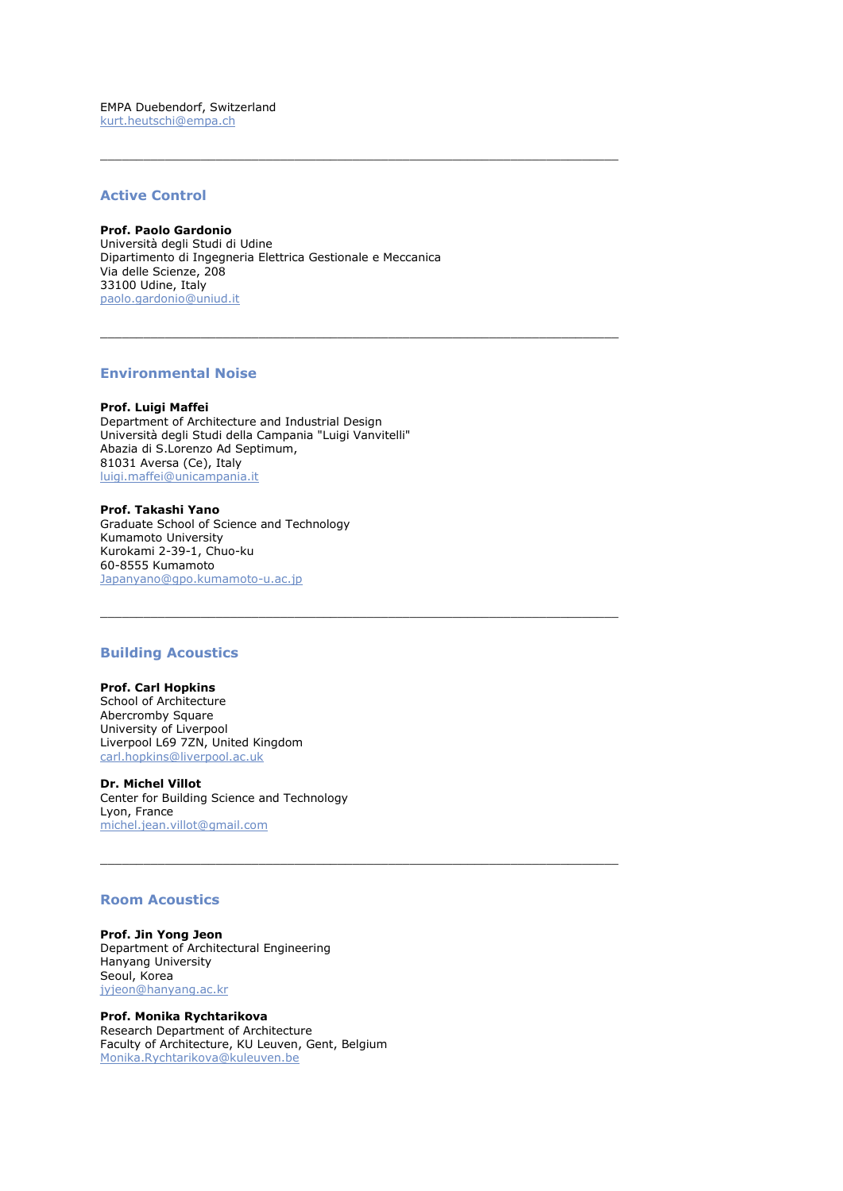EMPA Duebendorf, Switzerland
kurt.heutschi@empa.ch

---

## Active Control

**Prof. Paolo Gardonio**
Università degli Studi di Udine
Dipartimento di Ingegneria Elettrica Gestionale e Meccanica
Via delle Scienze, 208
33100 Udine, Italy
paolo.gardonio@uniud.it

---

## Environmental Noise

**Prof. Luigi Maffei**
Department of Architecture and Industrial Design
Università degli Studi della Campania "Luigi Vanvitelli"
Abazia di S.Lorenzo Ad Septimum,
81031 Aversa (Ce), Italy
luigi.maffei@unicampania.it

**Prof. Takashi Yano**
Graduate School of Science and Technology
Kumamoto University
Kurokami 2-39-1, Chuo-ku
60-8555 Kumamoto
Japanyano@gpo.kumamoto-u.ac.jp

---

## Building Acoustics

**Prof. Carl Hopkins**
School of Architecture
Abercromby Square
University of Liverpool
Liverpool L69 7ZN, United Kingdom
carl.hopkins@liverpool.ac.uk

**Dr. Michel Villot**
Center for Building Science and Technology
Lyon, France
michel.jean.villot@gmail.com

---

## Room Acoustics

**Prof. Jin Yong Jeon**
Department of Architectural Engineering
Hanyang University
Seoul, Korea
jyjeon@hanyang.ac.kr

**Prof. Monika Rychtarikova**
Research Department of Architecture
Faculty of Architecture, KU Leuven, Gent, Belgium
Monika.Rychtarikova@kuleuven.be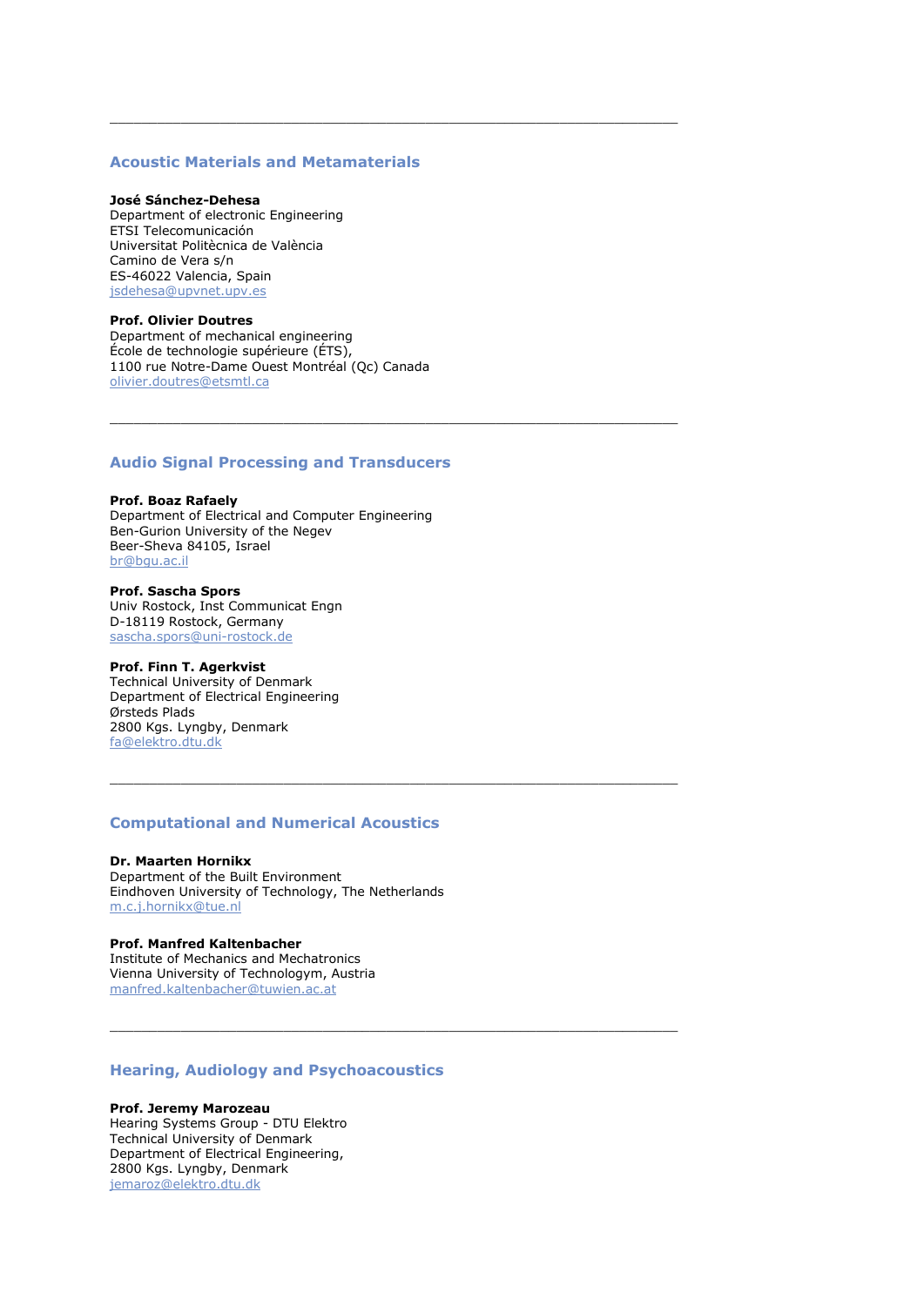---

## Acoustic Materials and Metamaterials

**José Sánchez-Dehesa**
Department of electronic Engineering
ETSI Telecomunicación
Universitat Politècnica de València
Camino de Vera s/n
ES-46022 Valencia, Spain
jsdehesa@upvnet.upv.es

**Prof. Olivier Doutres**
Department of mechanical engineering
École de technologie supérieure (ÉTS),
1100 rue Notre-Dame Ouest Montréal (Qc) Canada
olivier.doutres@etsmtl.ca

---

## Audio Signal Processing and Transducers

**Prof. Boaz Rafaely**
Department of Electrical and Computer Engineering
Ben-Gurion University of the Negev
Beer-Sheva 84105, Israel
br@bgu.ac.il

**Prof. Sascha Spors**
Univ Rostock, Inst Communicat Engn
D-18119 Rostock, Germany
sascha.spors@uni-rostock.de

**Prof. Finn T. Agerkvist**
Technical University of Denmark
Department of Electrical Engineering
Ørsteds Plads
2800 Kgs. Lyngby, Denmark
fa@elektro.dtu.dk

---

## Computational and Numerical Acoustics

**Dr. Maarten Hornikx**
Department of the Built Environment
Eindhoven University of Technology, The Netherlands
m.c.j.hornikx@tue.nl

**Prof. Manfred Kaltenbacher**
Institute of Mechanics and Mechatronics
Vienna University of Technologym, Austria
manfred.kaltenbacher@tuwien.ac.at

---

## Hearing, Audiology and Psychoacoustics

**Prof. Jeremy Marozeau**
Hearing Systems Group - DTU Elektro
Technical University of Denmark
Department of Electrical Engineering,
2800 Kgs. Lyngby, Denmark
jemaroz@elektro.dtu.dk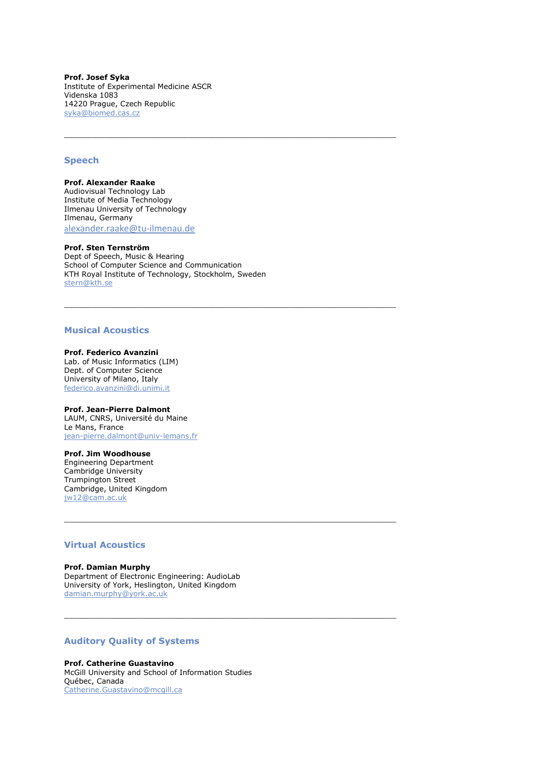**Prof. Josef Syka**  
Institute of Experimental Medicine ASCR  
Videnska 1083  
14220 Prague, Czech Republic  
syka@biomed.cas.cz

---

## Speech

**Prof. Alexander Raake**  
Audiovisual Technology Lab  
Institute of Media Technology  
Ilmenau University of Technology  
Ilmenau, Germany  
alexander.raake@tu-ilmenau.de

**Prof. Sten Ternström**  
Dept of Speech, Music & Hearing  
School of Computer Science and Communication  
KTH Royal Institute of Technology, Stockholm, Sweden  
stern@kth.se

---

## Musical Acoustics

**Prof. Federico Avanzini**  
Lab. of Music Informatics (LIM)  
Dept. of Computer Science  
University of Milano, Italy  
federico.avanzini@di.unimi.it

**Prof. Jean-Pierre Dalmont**  
LAUM, CNRS, Université du Maine  
Le Mans, France  
jean-pierre.dalmont@univ-lemans.fr

**Prof. Jim Woodhouse**  
Engineering Department  
Cambridge University  
Trumpington Street  
Cambridge, United Kingdom  
jw12@cam.ac.uk

---

## Virtual Acoustics

**Prof. Damian Murphy**  
Department of Electronic Engineering: AudioLab  
University of York, Heslington, United Kingdom  
damian.murphy@york.ac.uk

---

## Auditory Quality of Systems

**Prof. Catherine Guastavino**  
McGill University and School of Information Studies  
Québec, Canada  
Catherine.Guastavino@mcgill.ca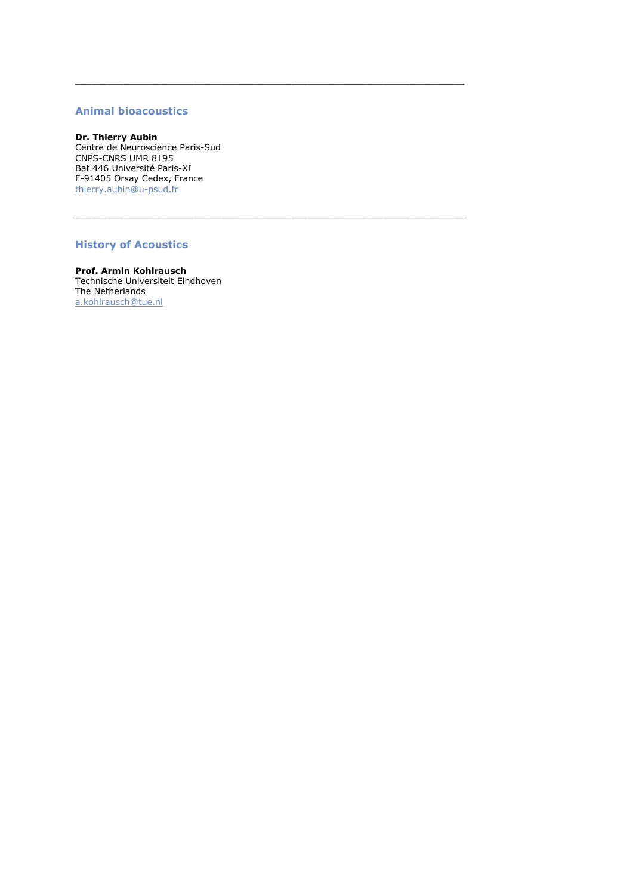---

## Animal bioacoustics

**Dr. Thierry Aubin**
Centre de Neuroscience Paris-Sud
CNPS-CNRS UMR 8195
Bat 446 Université Paris-XI
F-91405 Orsay Cedex, France
thierry.aubin@u-psud.fr

---

## History of Acoustics

**Prof. Armin Kohlrausch**
Technische Universiteit Eindhoven
The Netherlands
a.kohlrausch@tue.nl